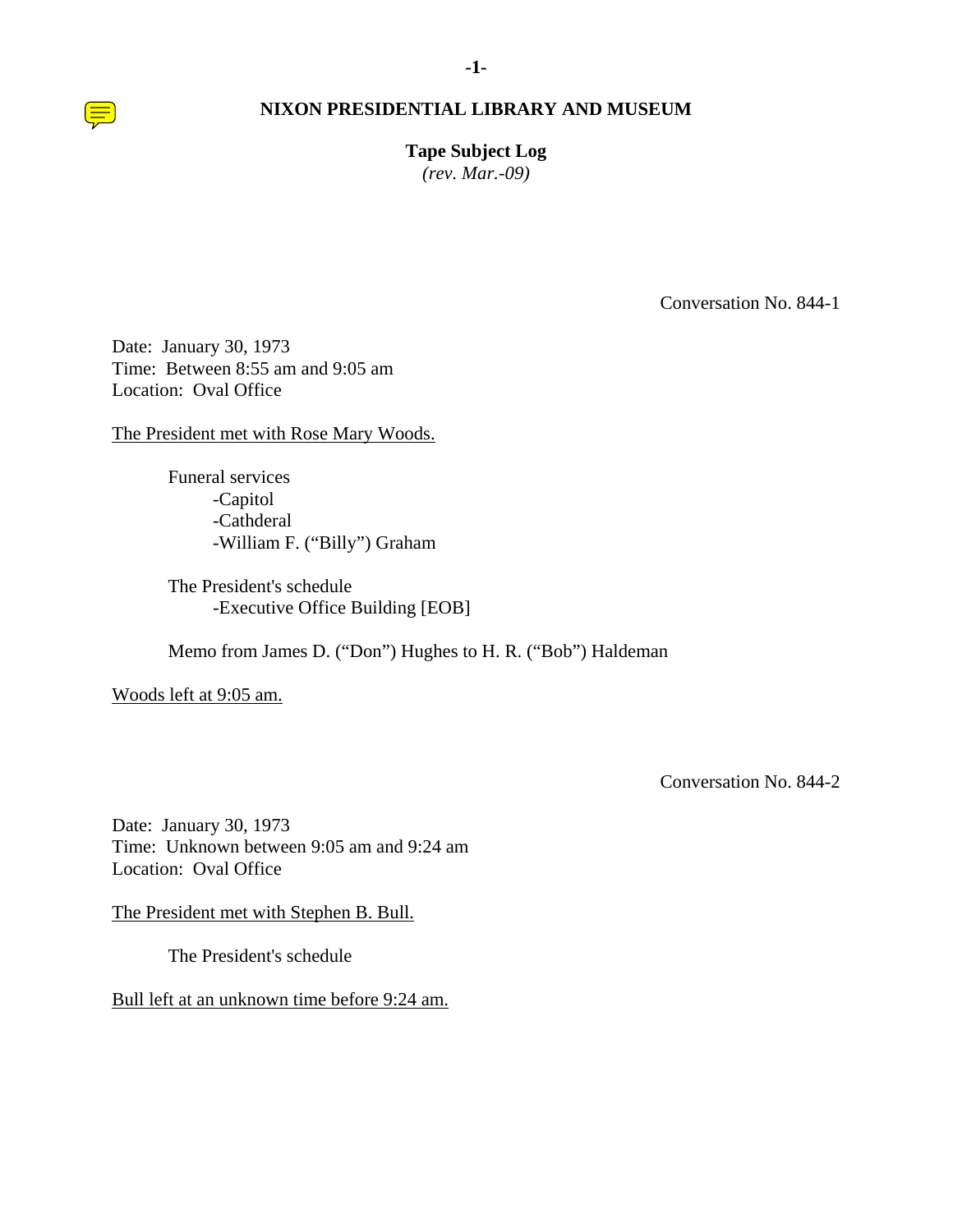# NIXON PRESIDENTIAL LIBRARY AND MUSEUM

**Tape Subject Log**

*(rev. Mar.-09)*

Conversation No. 844-1

Date: January 30, 1973
Time: Between 8:55 am and 9:05 am
Location: Oval Office

The President met with Rose Mary Woods.

Funeral services
- -Capitol
- -Cathderal
- -William F. ("Billy") Graham

The President's schedule
- -Executive Office Building [EOB]

Memo from James D. ("Don") Hughes to H. R. ("Bob") Haldeman

Woods left at 9:05 am.

Conversation No. 844-2

Date: January 30, 1973
Time: Unknown between 9:05 am and 9:24 am
Location: Oval Office

The President met with Stephen B. Bull.

The President's schedule

Bull left at an unknown time before 9:24 am.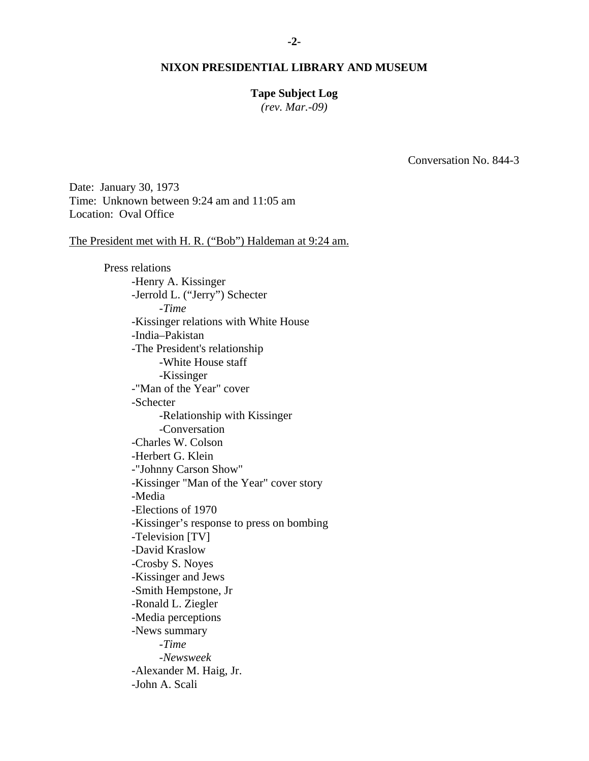**NIXON PRESIDENTIAL LIBRARY AND MUSEUM**

**Tape Subject Log**
*(rev. Mar.-09)*

Conversation No. 844-3

Date: January 30, 1973
Time: Unknown between 9:24 am and 11:05 am
Location: Oval Office

The President met with H. R. ("Bob") Haldeman at 9:24 am.

- Press relations
  - -Henry A. Kissinger
  - -Jerrold L. ("Jerry") Schecter
    - -*Time*
  - -Kissinger relations with White House
  - -India–Pakistan
  - -The President's relationship
    - -White House staff
    - -Kissinger
  - -"Man of the Year" cover
  - -Schecter
    - -Relationship with Kissinger
    - -Conversation
  - -Charles W. Colson
  - -Herbert G. Klein
  - -"Johnny Carson Show"
  - -Kissinger "Man of the Year" cover story
  - -Media
  - -Elections of 1970
  - -Kissinger's response to press on bombing
  - -Television [TV]
  - -David Kraslow
  - -Crosby S. Noyes
  - -Kissinger and Jews
  - -Smith Hempstone, Jr
  - -Ronald L. Ziegler
  - -Media perceptions
  - -News summary
    - -*Time*
    - -*Newsweek*
  - -Alexander M. Haig, Jr.
  - -John A. Scali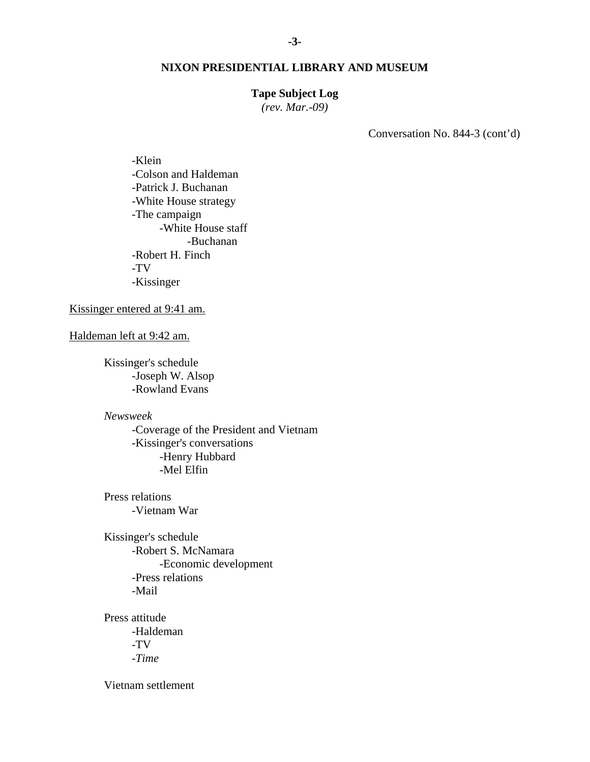**NIXON PRESIDENTIAL LIBRARY AND MUSEUM**

**Tape Subject Log**
*(rev. Mar.-09)*

Conversation No. 844-3 (cont'd)

- -Klein
- -Colson and Haldeman
- -Patrick J. Buchanan
- -White House strategy
- -The campaign
    - -White House staff
        - -Buchanan
- -Robert H. Finch
- -TV
- -Kissinger

Kissinger entered at 9:41 am.

Haldeman left at 9:42 am.

Kissinger's schedule
- -Joseph W. Alsop
- -Rowland Evans

*Newsweek*
- -Coverage of the President and Vietnam
- -Kissinger's conversations
    - -Henry Hubbard
    - -Mel Elfin

Press relations
- -Vietnam War

Kissinger's schedule
- -Robert S. McNamara
    - -Economic development
- -Press relations
- -Mail

Press attitude
- -Haldeman
- -TV
- -*Time*

Vietnam settlement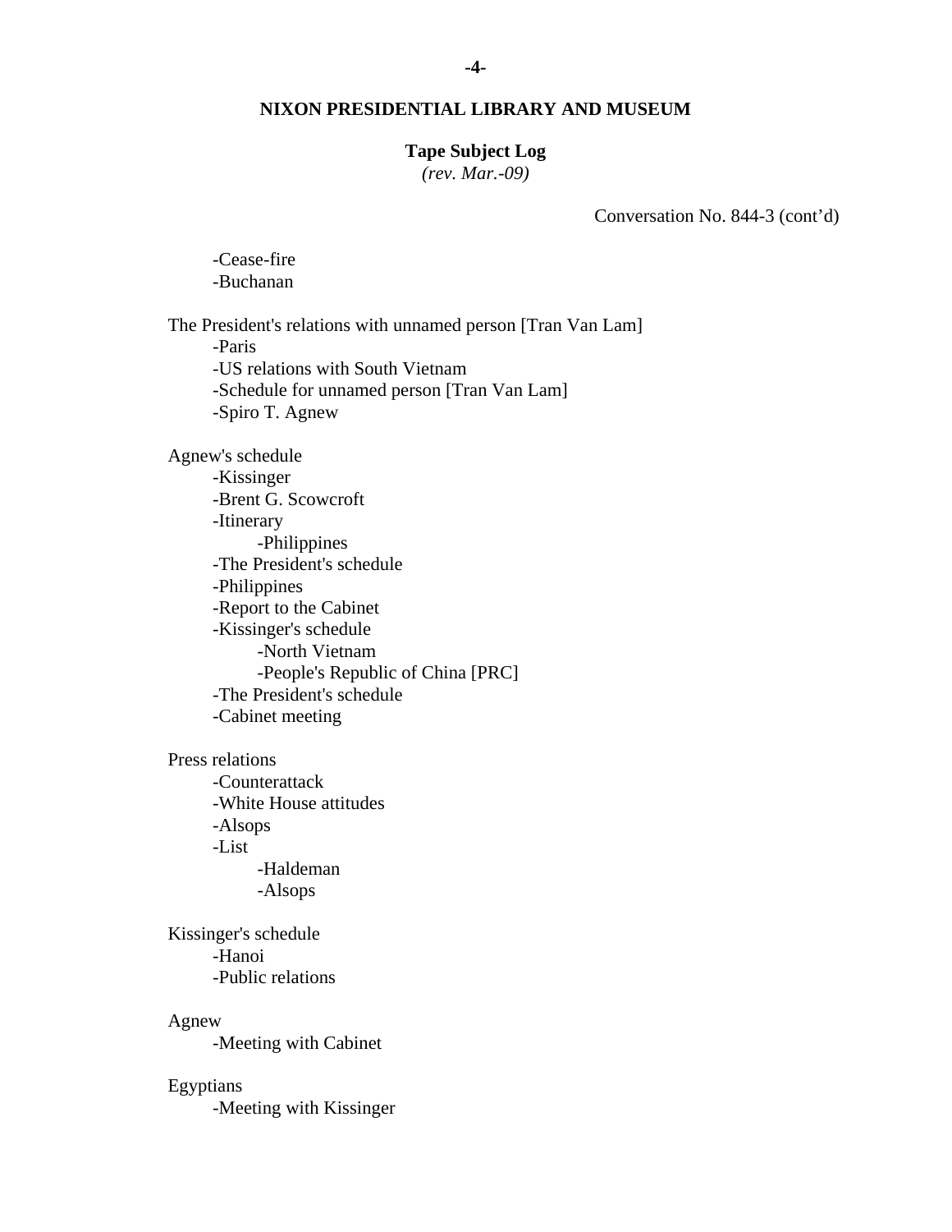**NIXON PRESIDENTIAL LIBRARY AND MUSEUM**

**Tape Subject Log**
*(rev. Mar.-09)*

Conversation No. 844-3 (cont'd)

- -Cease-fire
- -Buchanan

The President's relations with unnamed person [Tran Van Lam]
- -Paris
- -US relations with South Vietnam
- -Schedule for unnamed person [Tran Van Lam]
- -Spiro T. Agnew

Agnew's schedule
- -Kissinger
- -Brent G. Scowcroft
- -Itinerary
  - -Philippines
- -The President's schedule
- -Philippines
- -Report to the Cabinet
- -Kissinger's schedule
  - -North Vietnam
  - -People's Republic of China [PRC]
- -The President's schedule
- -Cabinet meeting

Press relations
- -Counterattack
- -White House attitudes
- -Alsops
- -List
  - -Haldeman
  - -Alsops

Kissinger's schedule
- -Hanoi
- -Public relations

Agnew
- -Meeting with Cabinet

Egyptians
- -Meeting with Kissinger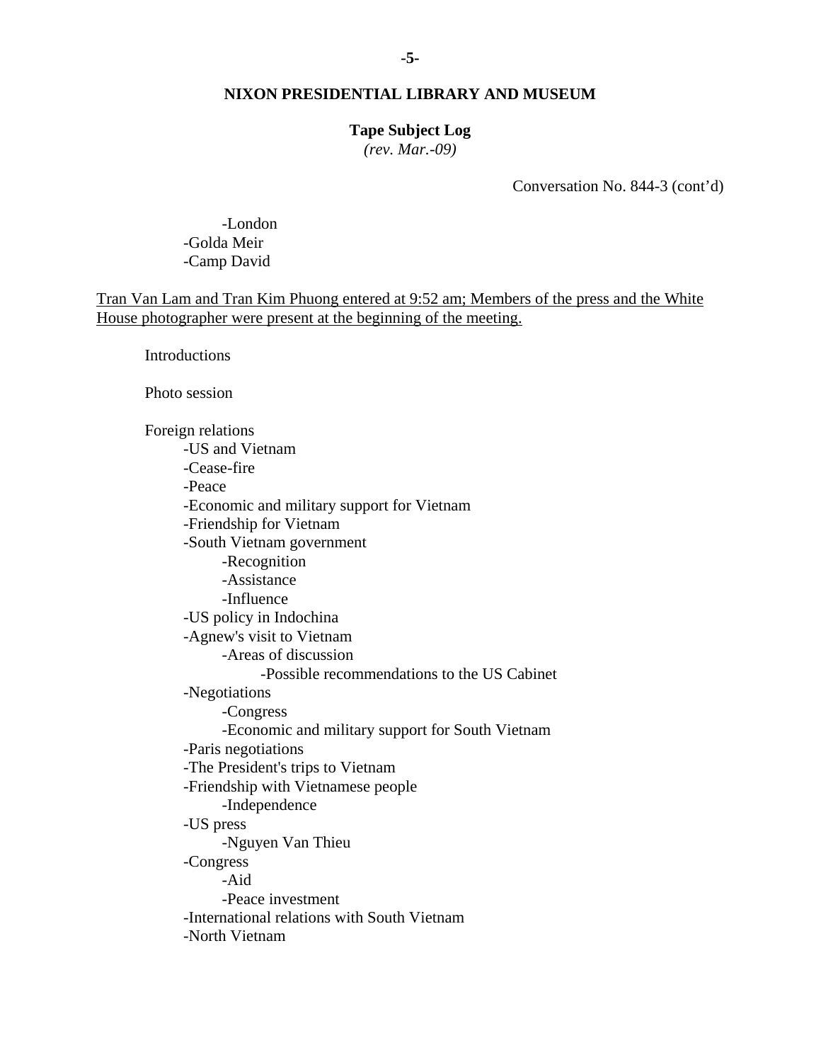**NIXON PRESIDENTIAL LIBRARY AND MUSEUM**

**Tape Subject Log**
*(rev. Mar.-09)*

Conversation No. 844-3 (cont'd)

- -London
- -Golda Meir
- -Camp David

Tran Van Lam and Tran Kim Phuong entered at 9:52 am; Members of the press and the White House photographer were present at the beginning of the meeting.

Introductions

Photo session

Foreign relations
- -US and Vietnam
- -Cease-fire
- -Peace
- -Economic and military support for Vietnam
- -Friendship for Vietnam
- -South Vietnam government
    - -Recognition
    - -Assistance
    - -Influence
- -US policy in Indochina
- -Agnew's visit to Vietnam
    - -Areas of discussion
        - -Possible recommendations to the US Cabinet
- -Negotiations
    - -Congress
    - -Economic and military support for South Vietnam
- -Paris negotiations
- -The President's trips to Vietnam
- -Friendship with Vietnamese people
    - -Independence
- -US press
    - -Nguyen Van Thieu
- -Congress
    - -Aid
    - -Peace investment
- -International relations with South Vietnam
- -North Vietnam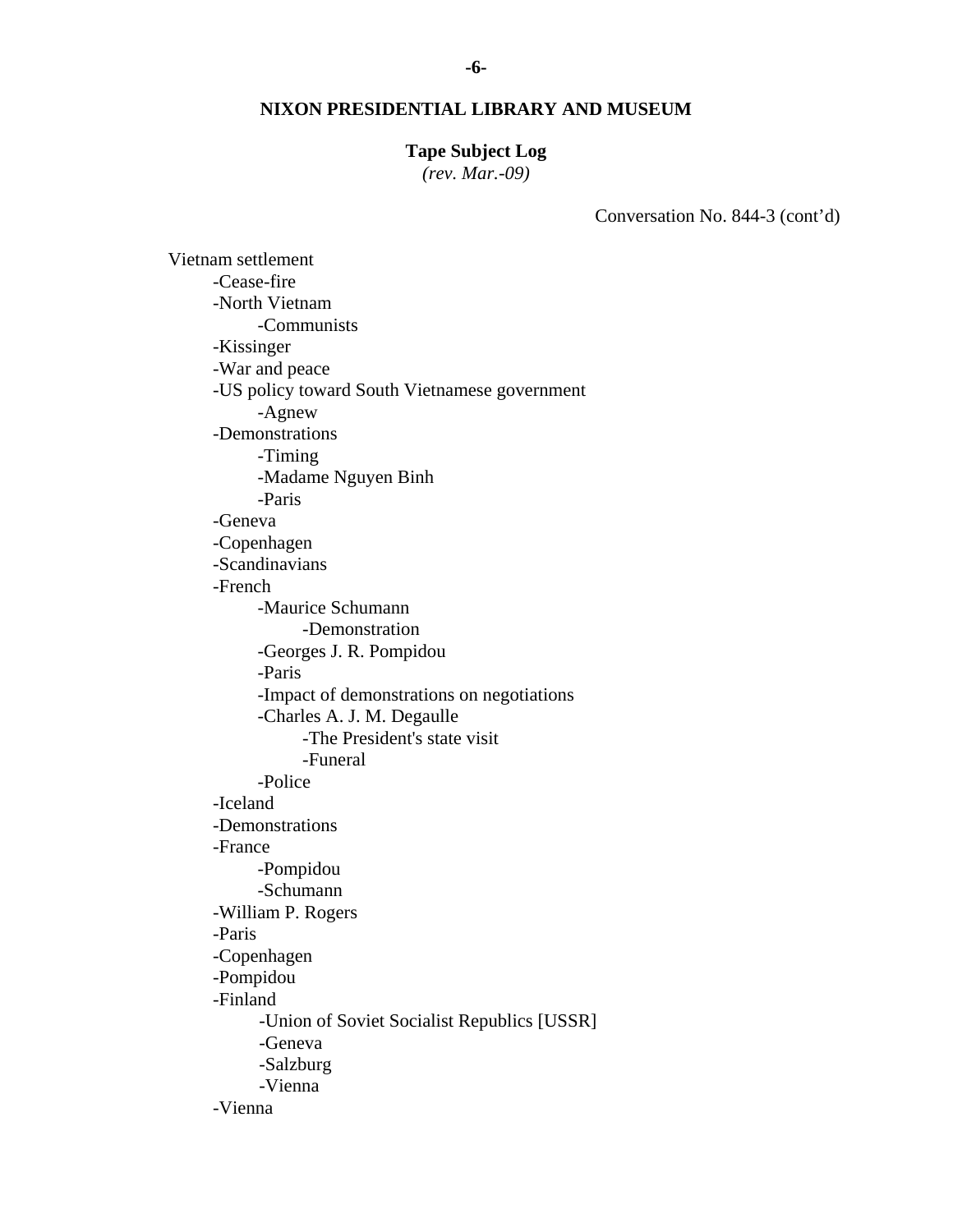**NIXON PRESIDENTIAL LIBRARY AND MUSEUM**

**Tape Subject Log**
*(rev. Mar.-09)*

Conversation No. 844-3 (cont'd)

Vietnam settlement
- -Cease-fire
- -North Vietnam
  - -Communists
- -Kissinger
- -War and peace
- -US policy toward South Vietnamese government
  - -Agnew
- -Demonstrations
  - -Timing
  - -Madame Nguyen Binh
  - -Paris
- -Geneva
- -Copenhagen
- -Scandinavians
- -French
  - -Maurice Schumann
    - -Demonstration
  - -Georges J. R. Pompidou
  - -Paris
  - -Impact of demonstrations on negotiations
  - -Charles A. J. M. Degaulle
    - -The President's state visit
    - -Funeral
  - -Police
- -Iceland
- -Demonstrations
- -France
  - -Pompidou
  - -Schumann
- -William P. Rogers
- -Paris
- -Copenhagen
- -Pompidou
- -Finland
  - -Union of Soviet Socialist Republics [USSR]
  - -Geneva
  - -Salzburg
  - -Vienna
- -Vienna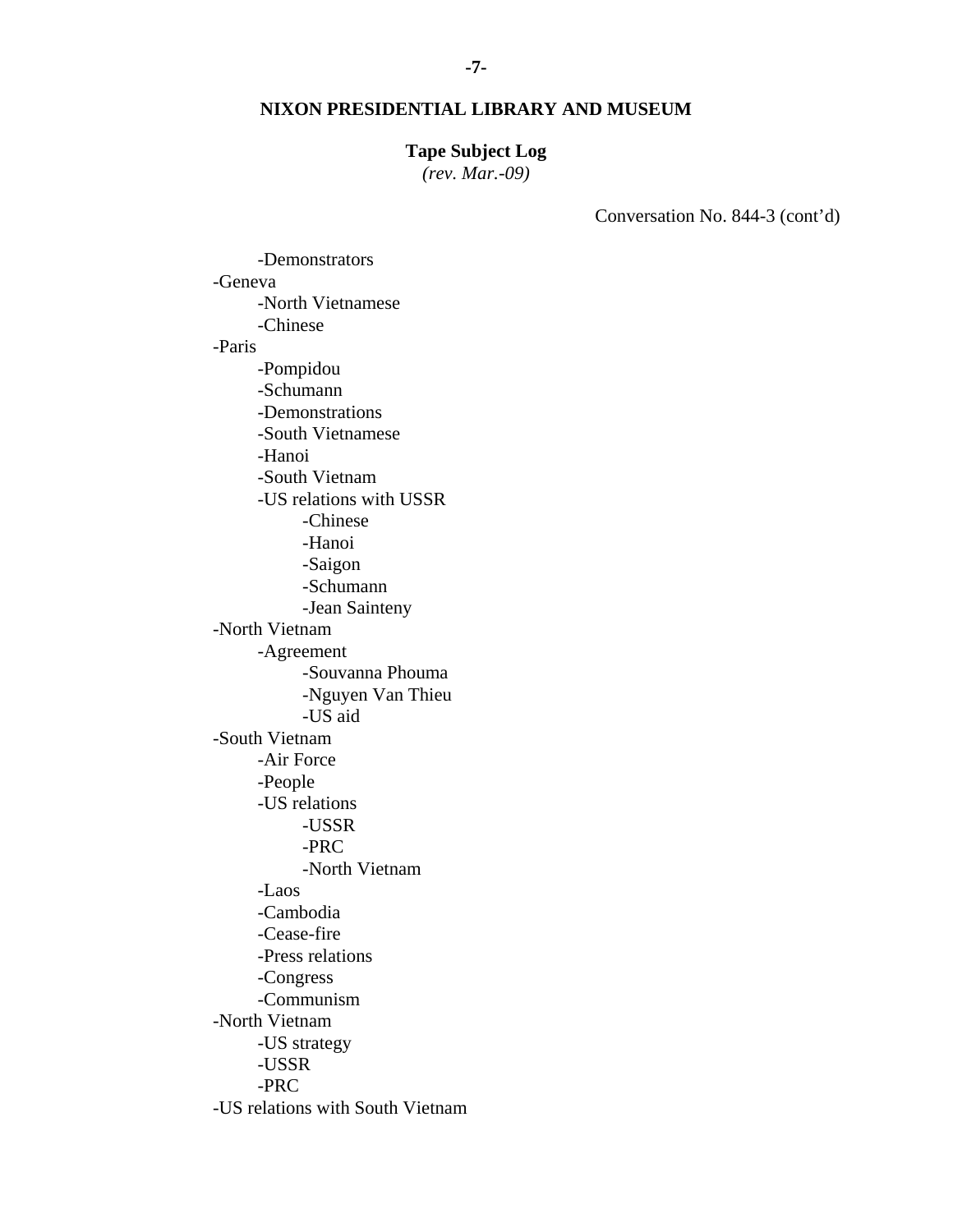**NIXON PRESIDENTIAL LIBRARY AND MUSEUM**

**Tape Subject Log**
*(rev. Mar.-09)*

Conversation No. 844-3 (cont'd)

        -Demonstrators
-Geneva
        -North Vietnamese
        -Chinese
-Paris
        -Pompidou
        -Schumann
        -Demonstrations
        -South Vietnamese
        -Hanoi
        -South Vietnam
        -US relations with USSR
                -Chinese
                -Hanoi
                -Saigon
                -Schumann
                -Jean Sainteny
-North Vietnam
        -Agreement
                -Souvanna Phouma
                -Nguyen Van Thieu
                -US aid
-South Vietnam
        -Air Force
        -People
        -US relations
                -USSR
                -PRC
                -North Vietnam
        -Laos
        -Cambodia
        -Cease-fire
        -Press relations
        -Congress
        -Communism
-North Vietnam
        -US strategy
        -USSR
        -PRC
-US relations with South Vietnam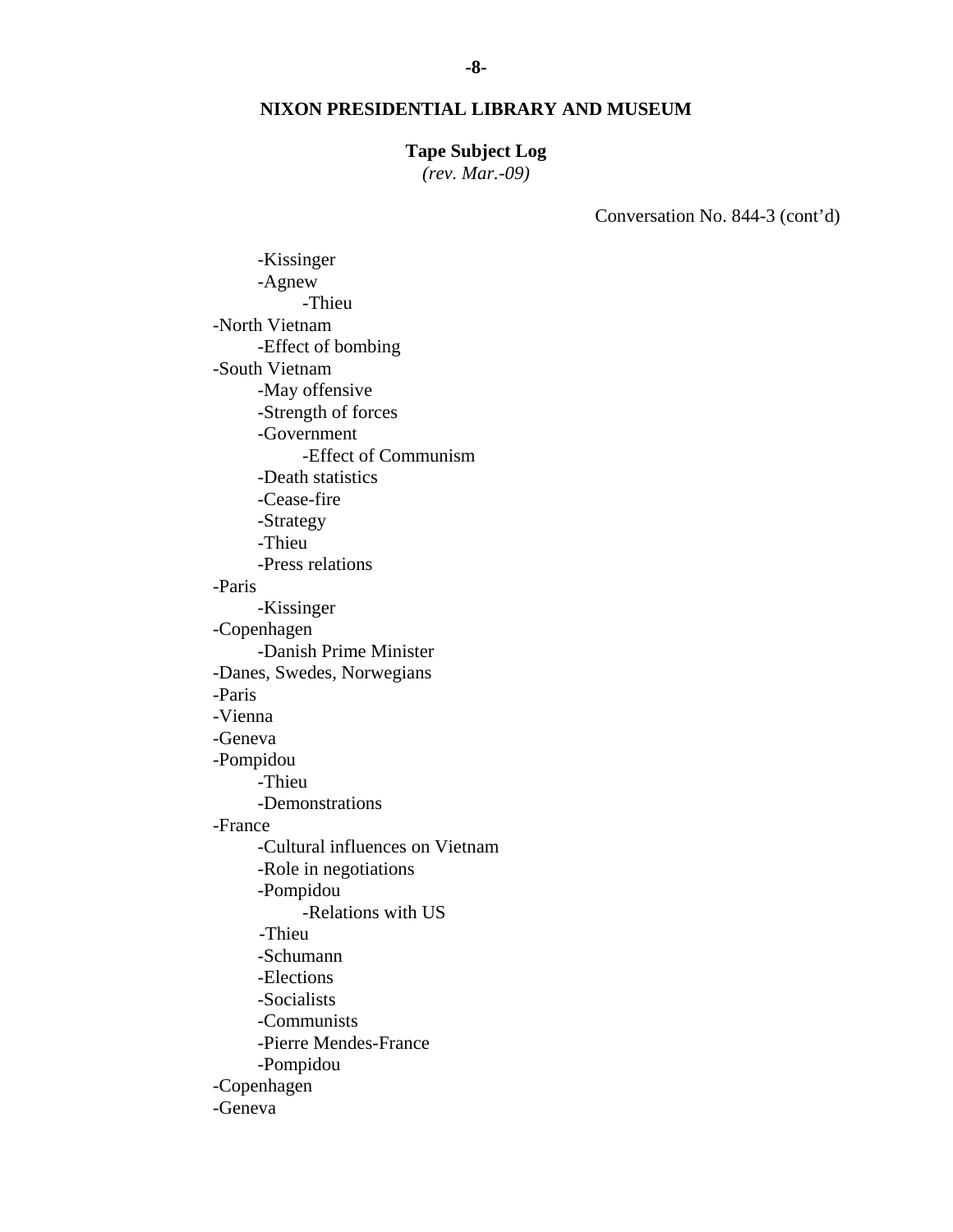**NIXON PRESIDENTIAL LIBRARY AND MUSEUM**

**Tape Subject Log**
*(rev. Mar.-09)*

Conversation No. 844-3 (cont'd)

- -Kissinger
- -Agnew
    - -Thieu
- -North Vietnam
    - -Effect of bombing
- -South Vietnam
    - -May offensive
    - -Strength of forces
    - -Government
        - -Effect of Communism
    - -Death statistics
    - -Cease-fire
    - -Strategy
    - -Thieu
    - -Press relations
- -Paris
    - -Kissinger
- -Copenhagen
    - -Danish Prime Minister
- -Danes, Swedes, Norwegians
- -Paris
- -Vienna
- -Geneva
- -Pompidou
    - -Thieu
    - -Demonstrations
- -France
    - -Cultural influences on Vietnam
    - -Role in negotiations
    - -Pompidou
        - -Relations with US
    - -Thieu
    - -Schumann
    - -Elections
    - -Socialists
    - -Communists
    - -Pierre Mendes-France
    - -Pompidou
- -Copenhagen
- -Geneva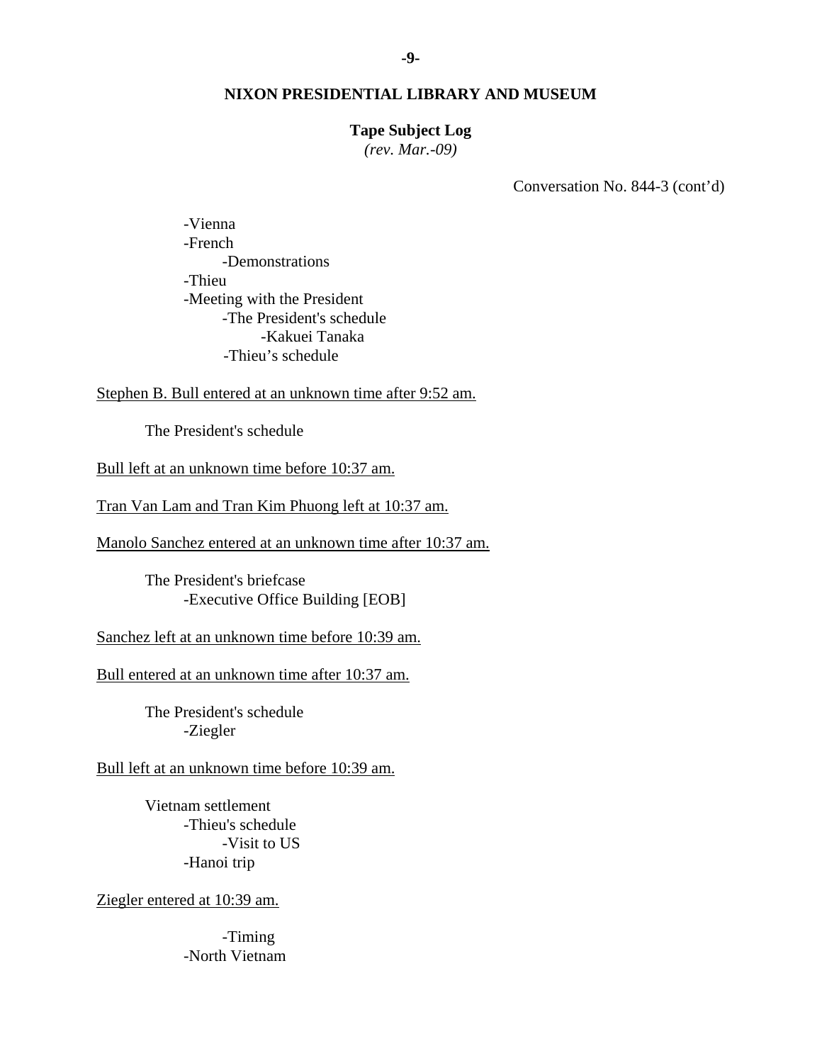**NIXON PRESIDENTIAL LIBRARY AND MUSEUM**

**Tape Subject Log**
*(rev. Mar.-09)*

Conversation No. 844-3 (cont'd)

- Vienna
- French
    - Demonstrations
- Thieu
- Meeting with the President
    - The President's schedule
        - Kakuei Tanaka
    - Thieu's schedule

Stephen B. Bull entered at an unknown time after 9:52 am.

The President's schedule

Bull left at an unknown time before 10:37 am.

Tran Van Lam and Tran Kim Phuong left at 10:37 am.

Manolo Sanchez entered at an unknown time after 10:37 am.

The President's briefcase
- Executive Office Building [EOB]

Sanchez left at an unknown time before 10:39 am.

Bull entered at an unknown time after 10:37 am.

The President's schedule
- Ziegler

Bull left at an unknown time before 10:39 am.

Vietnam settlement
- Thieu's schedule
    - Visit to US
- Hanoi trip

Ziegler entered at 10:39 am.

- Timing
- North Vietnam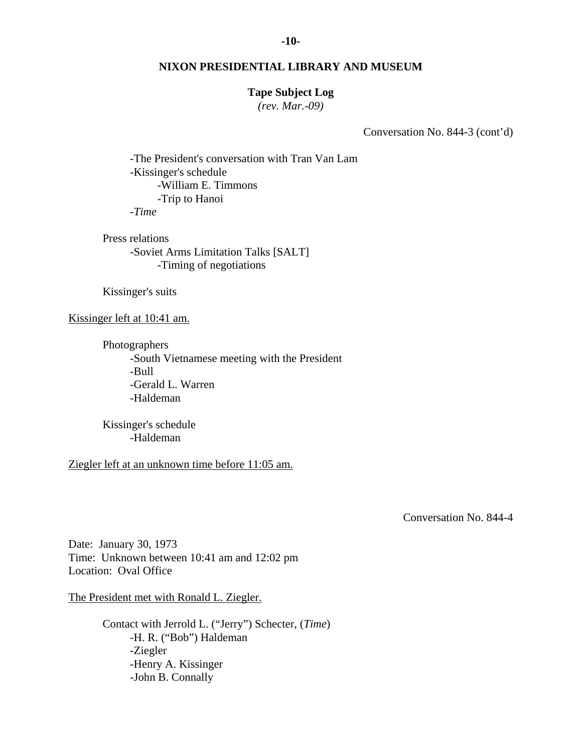# NIXON PRESIDENTIAL LIBRARY AND MUSEUM

**Tape Subject Log**
*(rev. Mar.-09)*

Conversation No. 844-3 (cont'd)

- The President's conversation with Tran Van Lam
- Kissinger's schedule
  - William E. Timmons
  - Trip to Hanoi
- *Time*

Press relations
- Soviet Arms Limitation Talks [SALT]
  - Timing of negotiations

Kissinger's suits

Kissinger left at 10:41 am.

Photographers
- South Vietnamese meeting with the President
- Bull
- Gerald L. Warren
- Haldeman

Kissinger's schedule
- Haldeman

Ziegler left at an unknown time before 11:05 am.

Conversation No. 844-4

Date: January 30, 1973
Time: Unknown between 10:41 am and 12:02 pm
Location: Oval Office

The President met with Ronald L. Ziegler.

Contact with Jerrold L. ("Jerry") Schecter, (*Time*)
- H. R. ("Bob") Haldeman
- Ziegler
- Henry A. Kissinger
- John B. Connally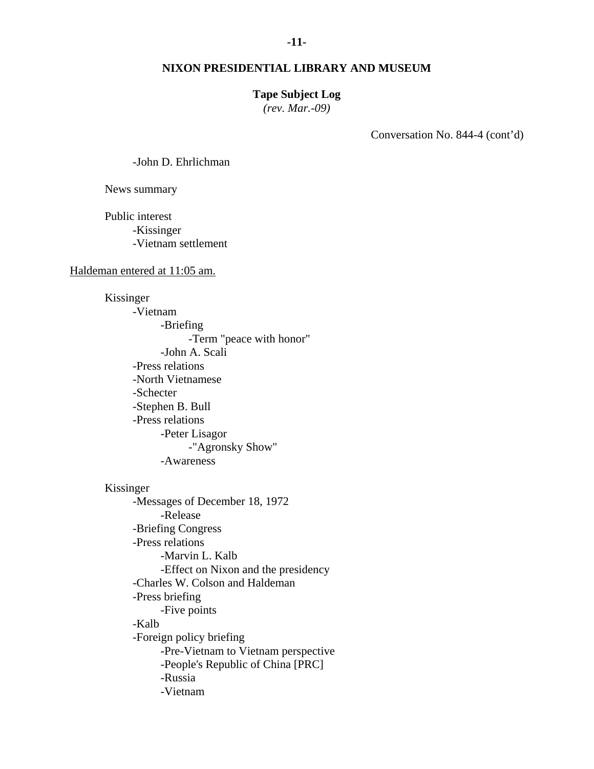Conversation No. 844-4 (cont'd)

- John D. Ehrlichman

News summary

Public interest
- Kissinger
- Vietnam settlement

<u>Haldeman entered at 11:05 am.</u>

Kissinger
- Vietnam
  - Briefing
    - Term "peace with honor"
  - John A. Scali
- Press relations
- North Vietnamese
- Schecter
- Stephen B. Bull
- Press relations
  - Peter Lisagor
    - "Agronsky Show"
  - Awareness

Kissinger
- Messages of December 18, 1972
  - Release
- Briefing Congress
- Press relations
  - Marvin L. Kalb
  - Effect on Nixon and the presidency
- Charles W. Colson and Haldeman
- Press briefing
  - Five points
- Kalb
- Foreign policy briefing
  - Pre-Vietnam to Vietnam perspective
  - People's Republic of China [PRC]
  - Russia
  - Vietnam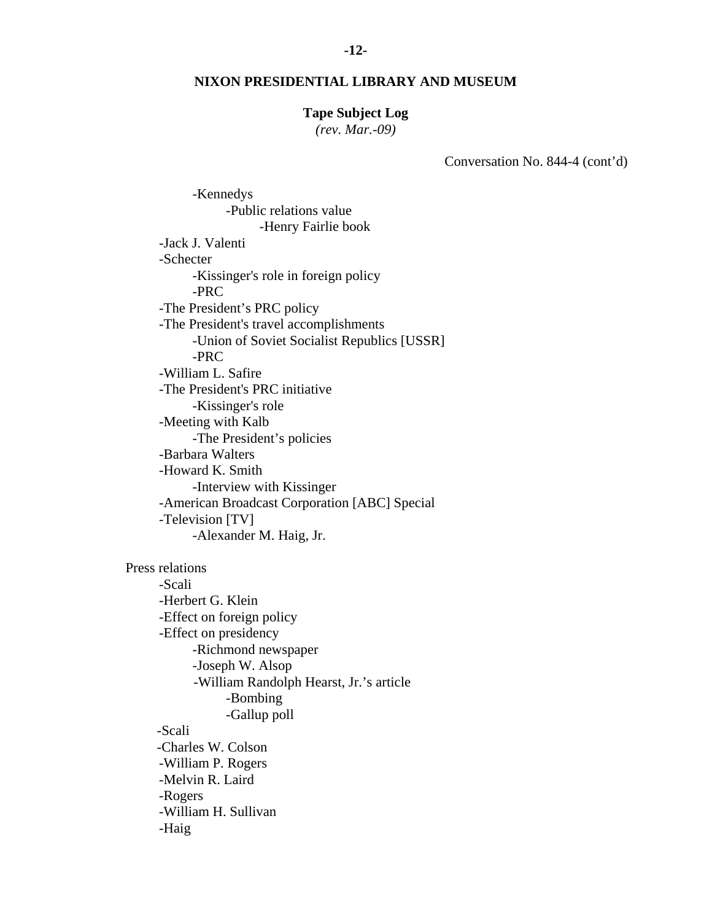**NIXON PRESIDENTIAL LIBRARY AND MUSEUM**

**Tape Subject Log**
*(rev. Mar.-09)*

Conversation No. 844-4 (cont'd)

- -Kennedys
  - -Public relations value
    - -Henry Fairlie book
- -Jack J. Valenti
- -Schecter
  - -Kissinger's role in foreign policy
  - -PRC
- -The President's PRC policy
- -The President's travel accomplishments
  - -Union of Soviet Socialist Republics [USSR]
  - -PRC
- -William L. Safire
- -The President's PRC initiative
  - -Kissinger's role
- -Meeting with Kalb
  - -The President's policies
- -Barbara Walters
- -Howard K. Smith
  - -Interview with Kissinger
- -American Broadcast Corporation [ABC] Special
- -Television [TV]
  - -Alexander M. Haig, Jr.

Press relations
- -Scali
- -Herbert G. Klein
- -Effect on foreign policy
- -Effect on presidency
  - -Richmond newspaper
  - -Joseph W. Alsop
  - -William Randolph Hearst, Jr.'s article
    - -Bombing
    - -Gallup poll
- -Scali
- -Charles W. Colson
- -William P. Rogers
- -Melvin R. Laird
- -Rogers
- -William H. Sullivan
- -Haig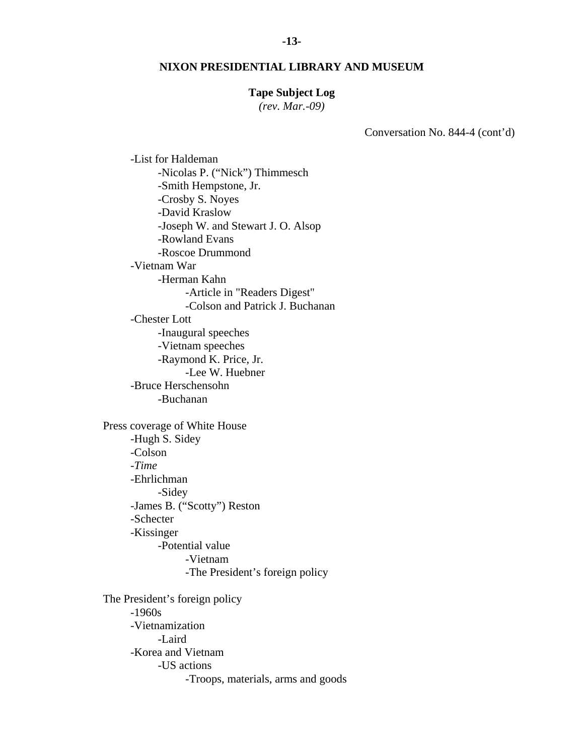NIXON PRESIDENTIAL LIBRARY AND MUSEUM

**Tape Subject Log**
*(rev. Mar.-09)*

Conversation No. 844-4 (cont'd)

- -List for Haldeman
    - -Nicolas P. ("Nick") Thimmesch
    - -Smith Hempstone, Jr.
    - -Crosby S. Noyes
    - -David Kraslow
    - -Joseph W. and Stewart J. O. Alsop
    - -Rowland Evans
    - -Roscoe Drummond
- -Vietnam War
    - -Herman Kahn
        - -Article in "Readers Digest"
        - -Colson and Patrick J. Buchanan
- -Chester Lott
    - -Inaugural speeches
    - -Vietnam speeches
    - -Raymond K. Price, Jr.
        - -Lee W. Huebner
- -Bruce Herschensohn
    - -Buchanan

Press coverage of White House

- -Hugh S. Sidey
- -Colson
- -*Time*
- -Ehrlichman
    - -Sidey
- -James B. ("Scotty") Reston
- -Schecter
- -Kissinger
    - -Potential value
        - -Vietnam
        - -The President's foreign policy

The President's foreign policy

- -1960s
- -Vietnamization
    - -Laird
- -Korea and Vietnam
    - -US actions
        - -Troops, materials, arms and goods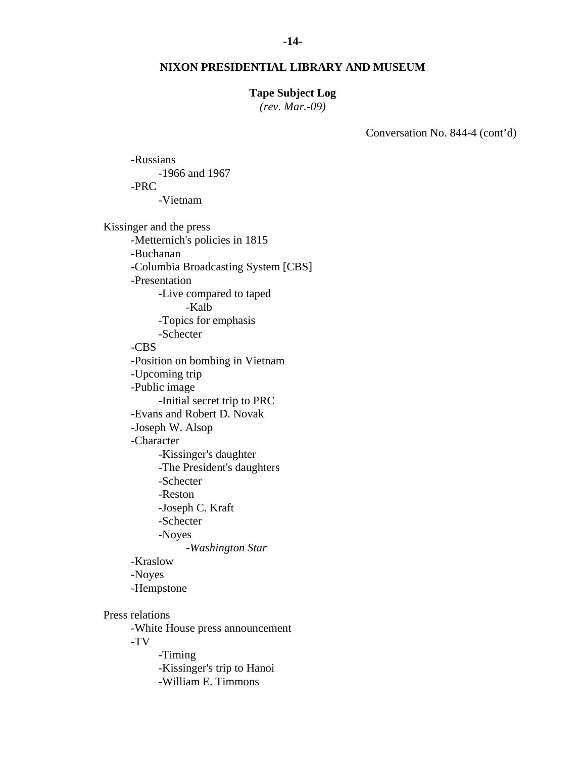**NIXON PRESIDENTIAL LIBRARY AND MUSEUM**

**Tape Subject Log**
*(rev. Mar.-09)*

Conversation No. 844-4 (cont'd)

- -Russians
    - -1966 and 1967
- -PRC
    - -Vietnam

Kissinger and the press
- -Metternich's policies in 1815
- -Buchanan
- -Columbia Broadcasting System [CBS]
- -Presentation
    - -Live compared to taped
        - -Kalb
    - -Topics for emphasis
    - -Schecter
- -CBS
- -Position on bombing in Vietnam
- -Upcoming trip
- -Public image
    - -Initial secret trip to PRC
- -Evans and Robert D. Novak
- -Joseph W. Alsop
- -Character
    - -Kissinger's daughter
    - -The President's daughters
    - -Schecter
    - -Reston
    - -Joseph C. Kraft
    - -Schecter
    - -Noyes
        - -*Washington Star*
- -Kraslow
- -Noyes
- -Hempstone

Press relations
- -White House press announcement
- -TV
    - -Timing
    - -Kissinger's trip to Hanoi
    - -William E. Timmons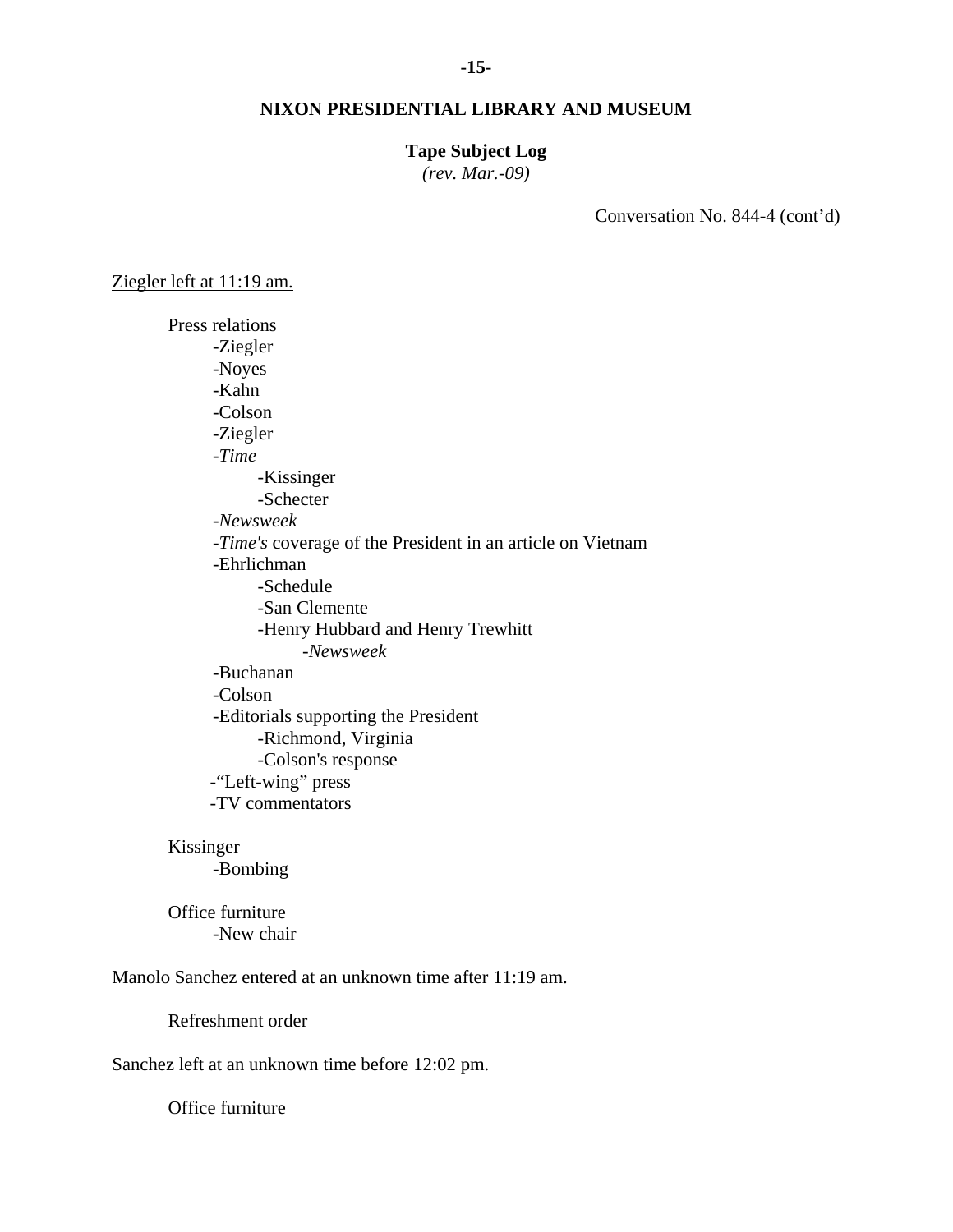**NIXON PRESIDENTIAL LIBRARY AND MUSEUM**

**Tape Subject Log**
*(rev. Mar.-09)*

Conversation No. 844-4 (cont'd)

Ziegler left at 11:19 am.

Press relations
- Ziegler
- Noyes
- Kahn
- Colson
- Ziegler
- *Time*
    - Kissinger
    - Schecter
- *Newsweek*
- *Time's* coverage of the President in an article on Vietnam
- Ehrlichman
    - Schedule
    - San Clemente
    - Henry Hubbard and Henry Trewhitt
        - *Newsweek*
- Buchanan
- Colson
- Editorials supporting the President
    - Richmond, Virginia
    - Colson's response
- "Left-wing" press
- TV commentators

Kissinger
- Bombing

Office furniture
- New chair

Manolo Sanchez entered at an unknown time after 11:19 am.

Refreshment order

Sanchez left at an unknown time before 12:02 pm.

Office furniture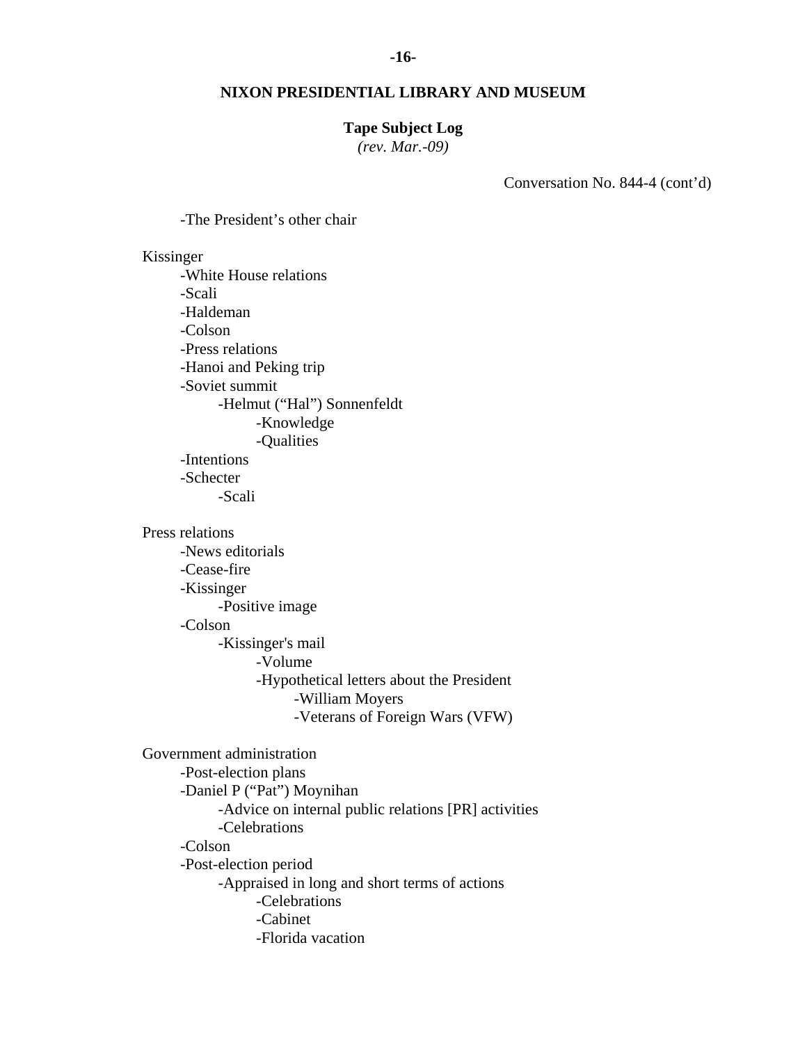**NIXON PRESIDENTIAL LIBRARY AND MUSEUM**

**Tape Subject Log**
*(rev. Mar.-09)*

Conversation No. 844-4 (cont'd)

- -The President's other chair

Kissinger
- -White House relations
- -Scali
- -Haldeman
- -Colson
- -Press relations
- -Hanoi and Peking trip
- -Soviet summit
    - -Helmut ("Hal") Sonnenfeldt
        - -Knowledge
        - -Qualities
- -Intentions
- -Schecter
    - -Scali

Press relations
- -News editorials
- -Cease-fire
- -Kissinger
    - -Positive image
- -Colson
    - -Kissinger's mail
        - -Volume
        - -Hypothetical letters about the President
            - -William Moyers
            - -Veterans of Foreign Wars (VFW)

Government administration
- -Post-election plans
- -Daniel P ("Pat") Moynihan
    - -Advice on internal public relations [PR] activities
    - -Celebrations
- -Colson
- -Post-election period
    - -Appraised in long and short terms of actions
        - -Celebrations
        - -Cabinet
        - -Florida vacation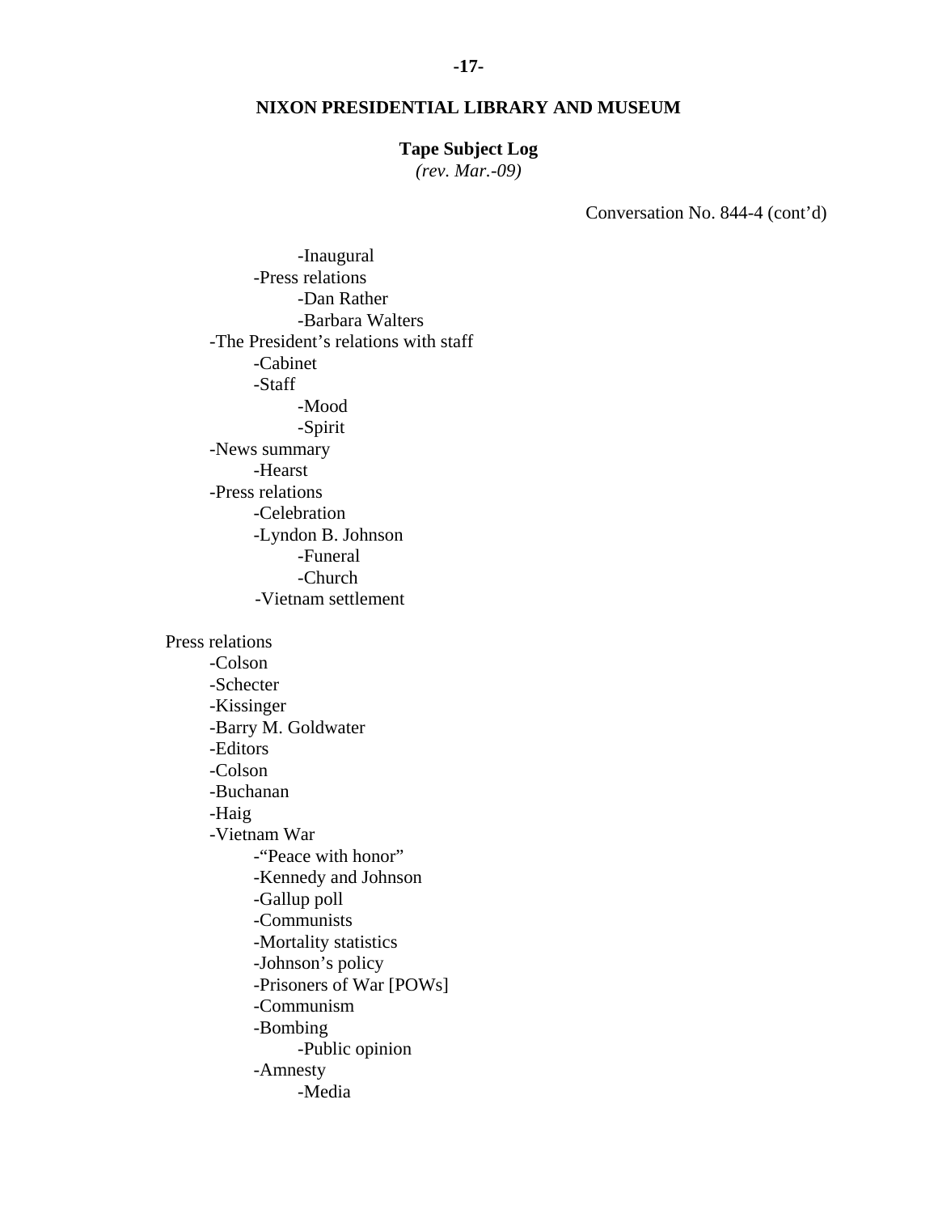**NIXON PRESIDENTIAL LIBRARY AND MUSEUM**

**Tape Subject Log**
*(rev. Mar.-09)*

Conversation No. 844-4 (cont'd)

- -Inaugural
  - -Press relations
    - -Dan Rather
    - -Barbara Walters
- -The President's relations with staff
  - -Cabinet
  - -Staff
    - -Mood
    - -Spirit
- -News summary
  - -Hearst
- -Press relations
  - -Celebration
  - -Lyndon B. Johnson
    - -Funeral
    - -Church
  - -Vietnam settlement

Press relations
- -Colson
- -Schecter
- -Kissinger
- -Barry M. Goldwater
- -Editors
- -Colson
- -Buchanan
- -Haig
- -Vietnam War
  - -"Peace with honor"
  - -Kennedy and Johnson
  - -Gallup poll
  - -Communists
  - -Mortality statistics
  - -Johnson's policy
  - -Prisoners of War [POWs]
  - -Communism
  - -Bombing
    - -Public opinion
  - -Amnesty
    - -Media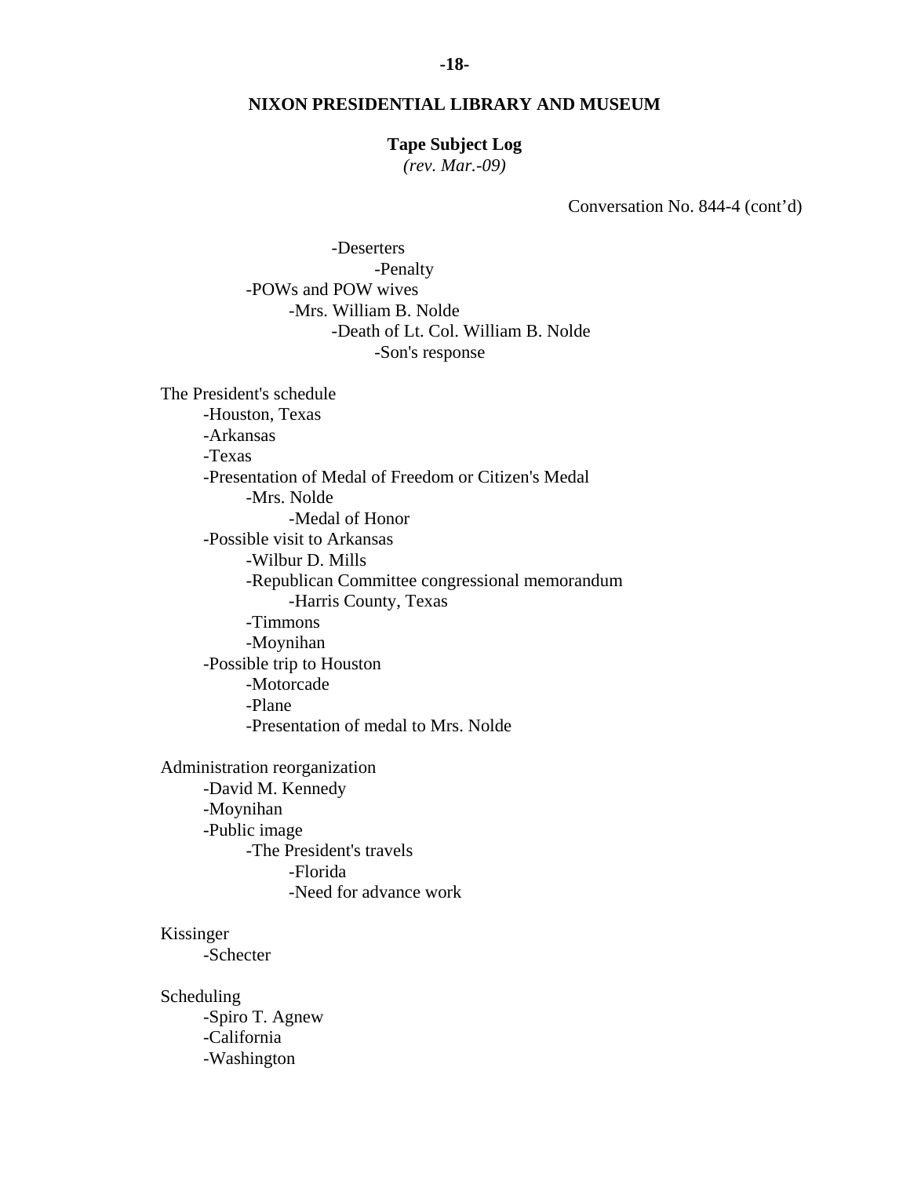**NIXON PRESIDENTIAL LIBRARY AND MUSEUM**

**Tape Subject Log**
*(rev. Mar.-09)*

Conversation No. 844-4 (cont'd)

- -Deserters
  - -Penalty
- -POWs and POW wives
  - -Mrs. William B. Nolde
    - -Death of Lt. Col. William B. Nolde
      - -Son's response

The President's schedule
- -Houston, Texas
- -Arkansas
- -Texas
- -Presentation of Medal of Freedom or Citizen's Medal
  - -Mrs. Nolde
    - -Medal of Honor
- -Possible visit to Arkansas
  - -Wilbur D. Mills
  - -Republican Committee congressional memorandum
    - -Harris County, Texas
  - -Timmons
  - -Moynihan
- -Possible trip to Houston
  - -Motorcade
  - -Plane
  - -Presentation of medal to Mrs. Nolde

Administration reorganization
- -David M. Kennedy
- -Moynihan
- -Public image
  - -The President's travels
    - -Florida
    - -Need for advance work

Kissinger
- -Schecter

Scheduling
- -Spiro T. Agnew
- -California
- -Washington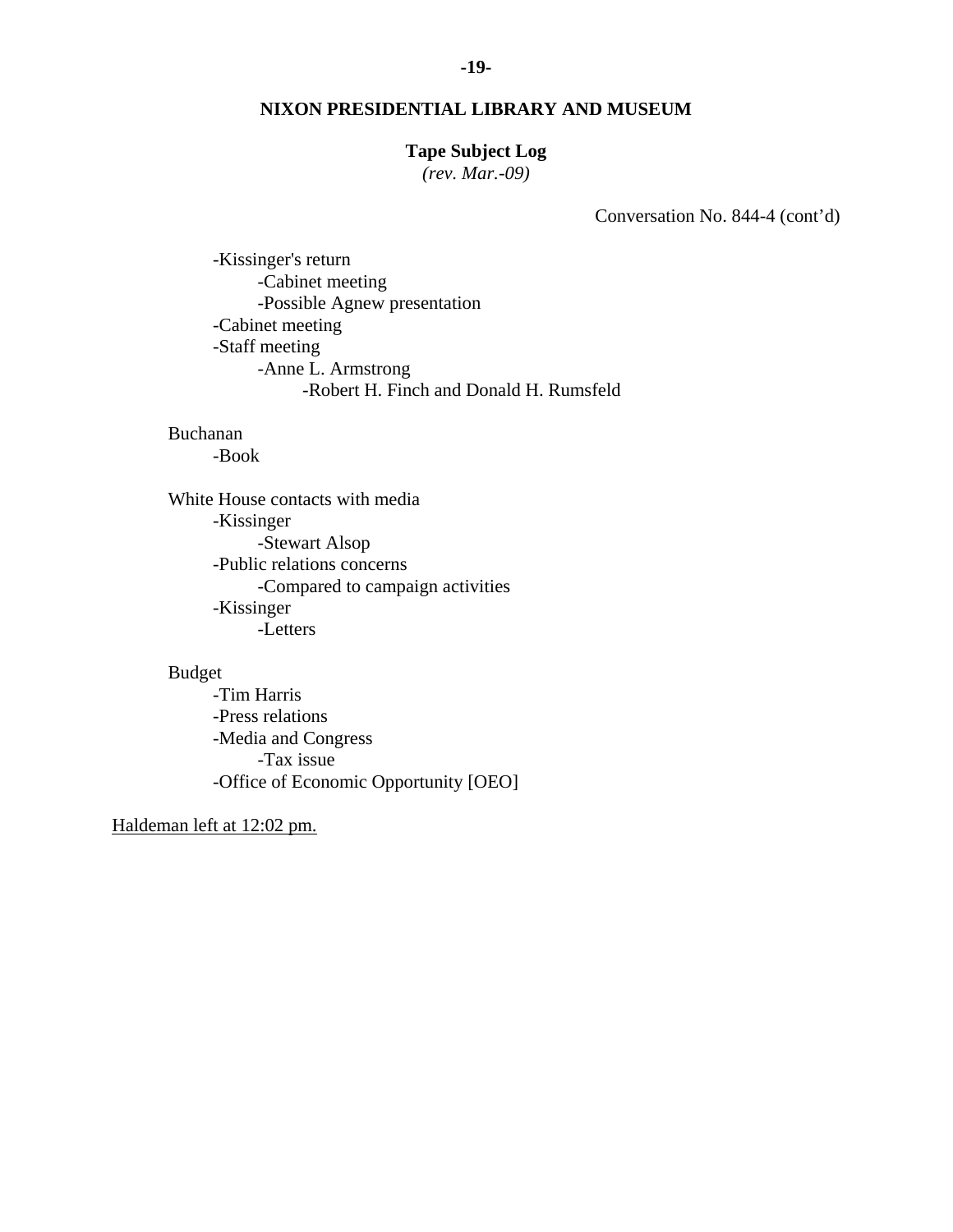**NIXON PRESIDENTIAL LIBRARY AND MUSEUM**

**Tape Subject Log**
*(rev. Mar.-09)*

Conversation No. 844-4 (cont'd)

- -Kissinger's return
  - -Cabinet meeting
  - -Possible Agnew presentation
- -Cabinet meeting
- -Staff meeting
  - -Anne L. Armstrong
    - -Robert H. Finch and Donald H. Rumsfeld

Buchanan
- -Book

White House contacts with media
- -Kissinger
  - -Stewart Alsop
- -Public relations concerns
  - -Compared to campaign activities
- -Kissinger
  - -Letters

Budget
- -Tim Harris
- -Press relations
- -Media and Congress
  - -Tax issue
- -Office of Economic Opportunity [OEO]

Haldeman left at 12:02 pm.